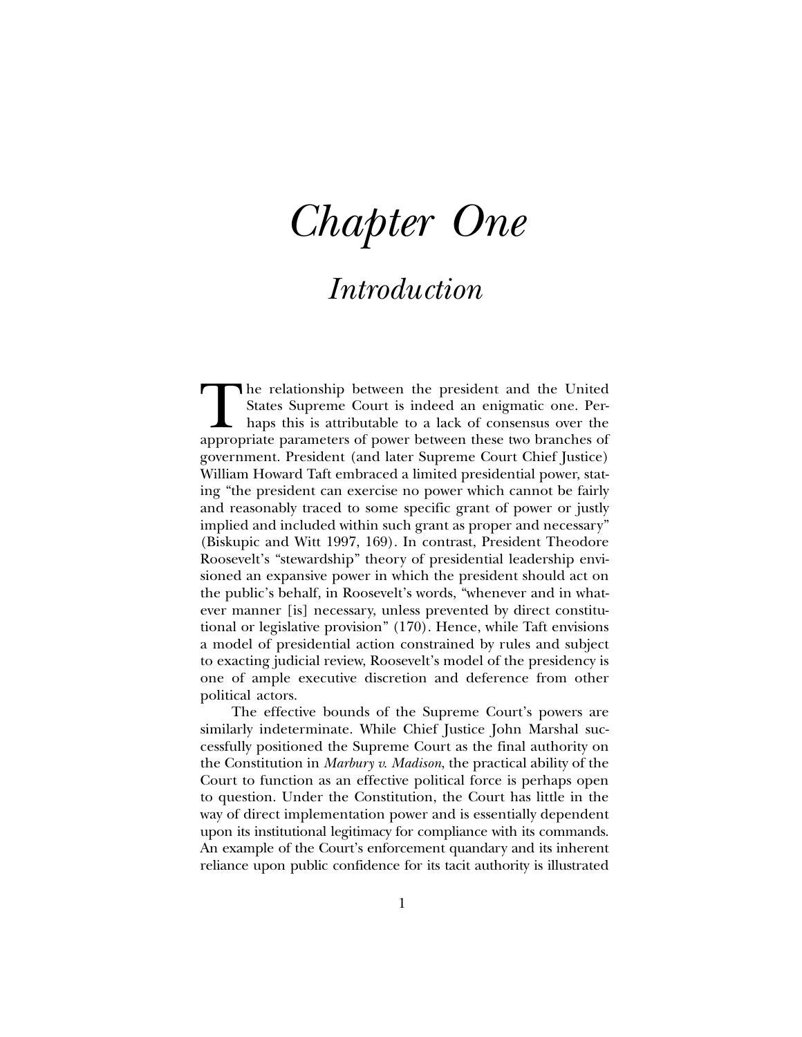# Chapter One

## Introduction

The relationship between the president and the United States Supreme Court is indeed an enigmatic one. Perhaps this is attributable to a lack of consensus over the appropriate parameters of power between these two branches of government. President (and later Supreme Court Chief Justice) William Howard Taft embraced a limited presidential power, stating "the president can exercise no power which cannot be fairly and reasonably traced to some specific grant of power or justly implied and included within such grant as proper and necessary" (Biskupic and Witt 1997, 169). In contrast, President Theodore Roosevelt's "stewardship" theory of presidential leadership envisioned an expansive power in which the president should act on the public's behalf, in Roosevelt's words, "whenever and in whatever manner [is] necessary, unless prevented by direct constitutional or legislative provision" (170). Hence, while Taft envisions a model of presidential action constrained by rules and subject to exacting judicial review, Roosevelt's model of the presidency is one of ample executive discretion and deference from other political actors.

The effective bounds of the Supreme Court's powers are similarly indeterminate. While Chief Justice John Marshal successfully positioned the Supreme Court as the final authority on the Constitution in *Marbury v. Madison*, the practical ability of the Court to function as an effective political force is perhaps open to question. Under the Constitution, the Court has little in the way of direct implementation power and is essentially dependent upon its institutional legitimacy for compliance with its commands. An example of the Court's enforcement quandary and its inherent reliance upon public confidence for its tacit authority is illustrated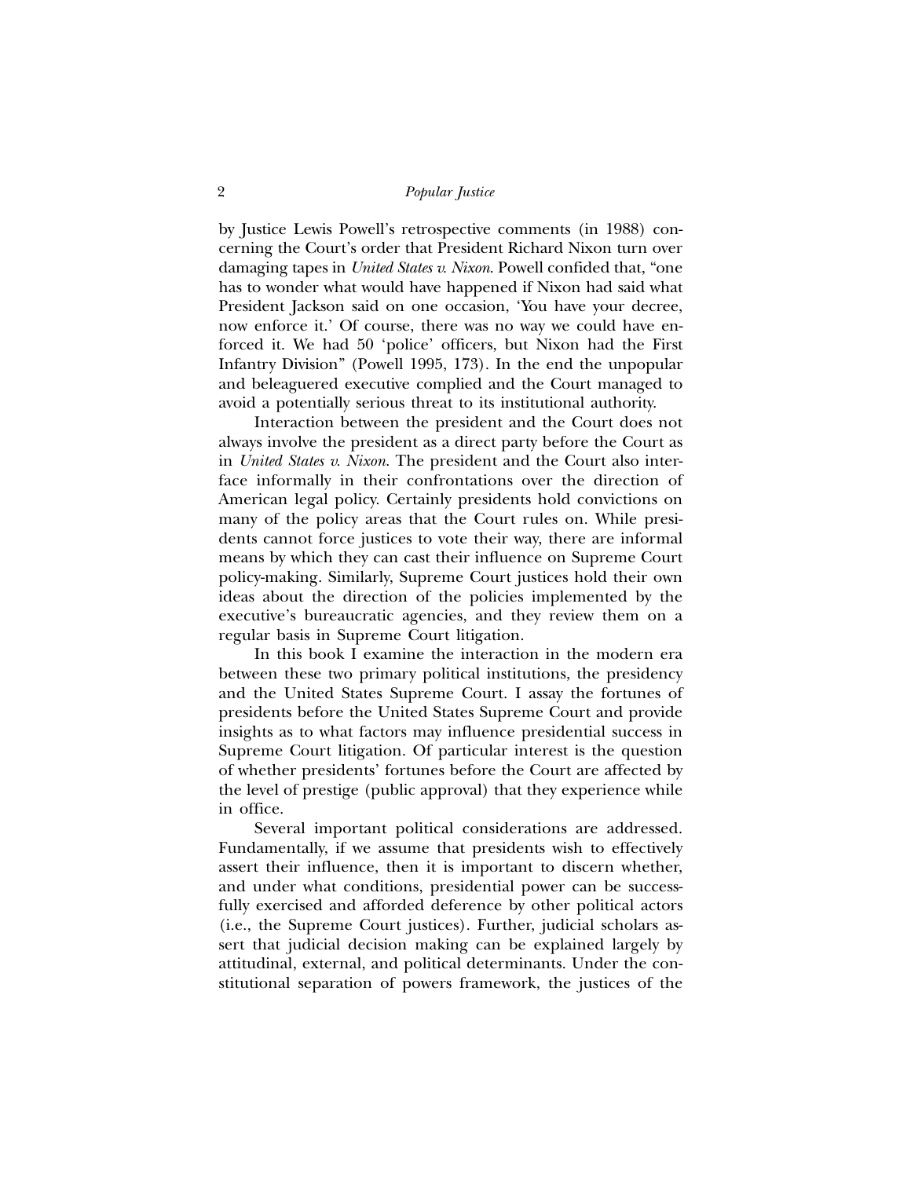by Justice Lewis Powell's retrospective comments (in 1988) concerning the Court's order that President Richard Nixon turn over damaging tapes in *United States v. Nixon*. Powell confided that, "one has to wonder what would have happened if Nixon had said what President Jackson said on one occasion, 'You have your decree, now enforce it.' Of course, there was no way we could have enforced it. We had 50 'police' officers, but Nixon had the First Infantry Division" (Powell 1995, 173). In the end the unpopular and beleaguered executive complied and the Court managed to avoid a potentially serious threat to its institutional authority.

Interaction between the president and the Court does not always involve the president as a direct party before the Court as in *United States v. Nixon*. The president and the Court also interface informally in their confrontations over the direction of American legal policy. Certainly presidents hold convictions on many of the policy areas that the Court rules on. While presidents cannot force justices to vote their way, there are informal means by which they can cast their influence on Supreme Court policy-making. Similarly, Supreme Court justices hold their own ideas about the direction of the policies implemented by the executive's bureaucratic agencies, and they review them on a regular basis in Supreme Court litigation.

In this book I examine the interaction in the modern era between these two primary political institutions, the presidency and the United States Supreme Court. I assay the fortunes of presidents before the United States Supreme Court and provide insights as to what factors may influence presidential success in Supreme Court litigation. Of particular interest is the question of whether presidents' fortunes before the Court are affected by the level of prestige (public approval) that they experience while in office.

Several important political considerations are addressed. Fundamentally, if we assume that presidents wish to effectively assert their influence, then it is important to discern whether, and under what conditions, presidential power can be successfully exercised and afforded deference by other political actors (i.e., the Supreme Court justices). Further, judicial scholars assert that judicial decision making can be explained largely by attitudinal, external, and political determinants. Under the constitutional separation of powers framework, the justices of the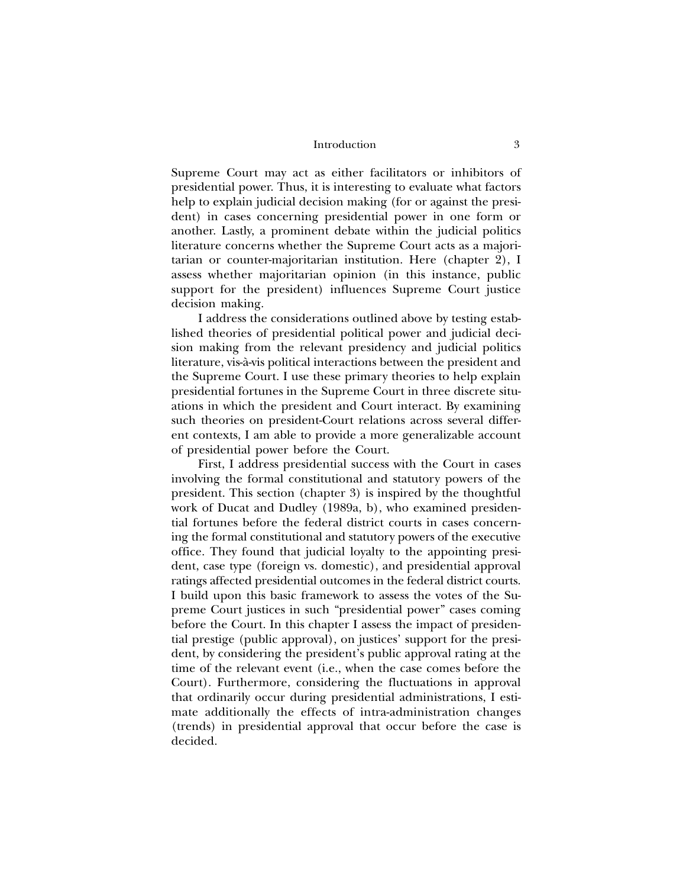Supreme Court may act as either facilitators or inhibitors of presidential power. Thus, it is interesting to evaluate what factors help to explain judicial decision making (for or against the president) in cases concerning presidential power in one form or another. Lastly, a prominent debate within the judicial politics literature concerns whether the Supreme Court acts as a majoritarian or counter-majoritarian institution. Here (chapter 2), I assess whether majoritarian opinion (in this instance, public support for the president) influences Supreme Court justice decision making.

I address the considerations outlined above by testing established theories of presidential political power and judicial decision making from the relevant presidency and judicial politics literature, vis-à-vis political interactions between the president and the Supreme Court. I use these primary theories to help explain presidential fortunes in the Supreme Court in three discrete situations in which the president and Court interact. By examining such theories on president-Court relations across several different contexts, I am able to provide a more generalizable account of presidential power before the Court.

First, I address presidential success with the Court in cases involving the formal constitutional and statutory powers of the president. This section (chapter 3) is inspired by the thoughtful work of Ducat and Dudley (1989a, b), who examined presidential fortunes before the federal district courts in cases concerning the formal constitutional and statutory powers of the executive office. They found that judicial loyalty to the appointing president, case type (foreign vs. domestic), and presidential approval ratings affected presidential outcomes in the federal district courts. I build upon this basic framework to assess the votes of the Supreme Court justices in such "presidential power" cases coming before the Court. In this chapter I assess the impact of presidential prestige (public approval), on justices' support for the president, by considering the president's public approval rating at the time of the relevant event (i.e., when the case comes before the Court). Furthermore, considering the fluctuations in approval that ordinarily occur during presidential administrations, I estimate additionally the effects of intra-administration changes (trends) in presidential approval that occur before the case is decided.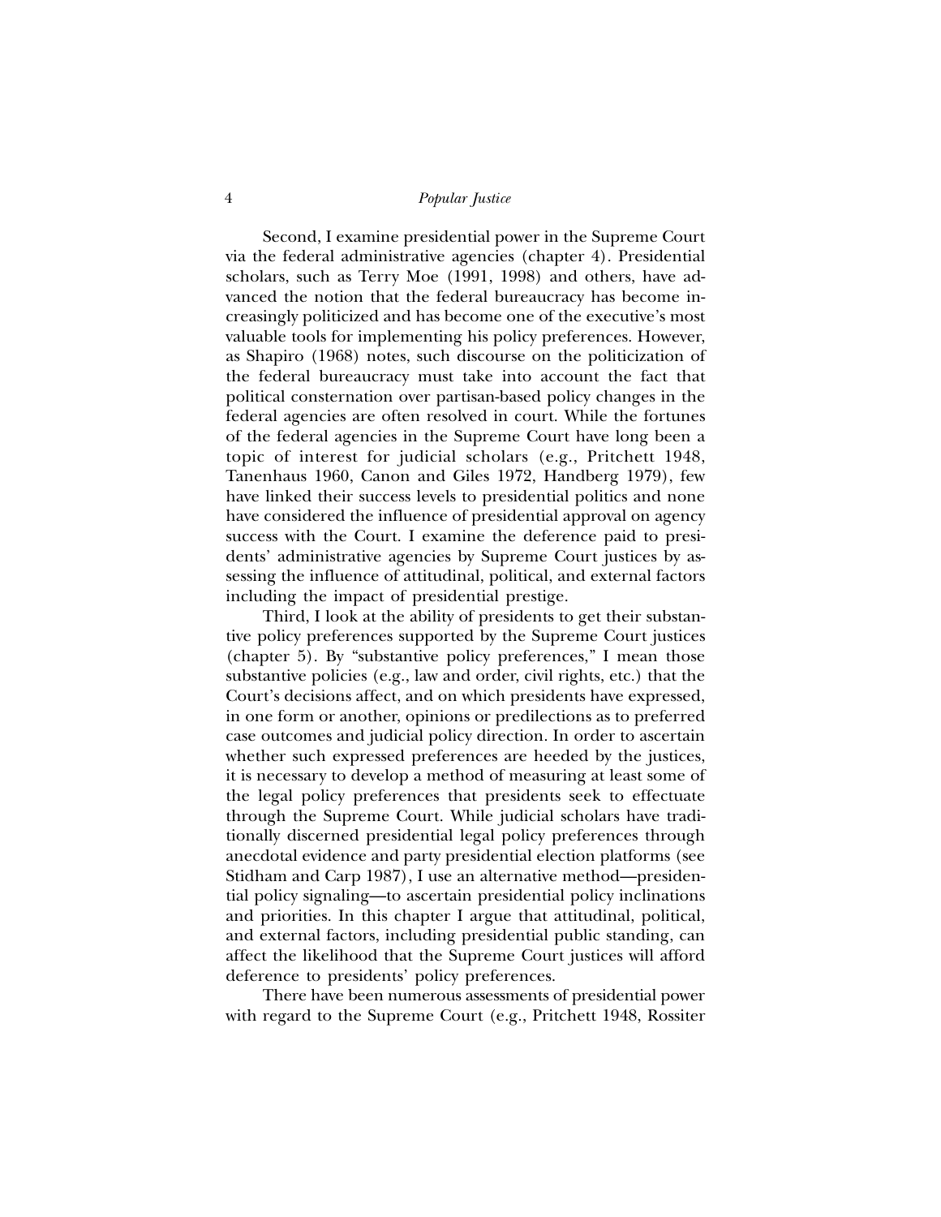Second, I examine presidential power in the Supreme Court via the federal administrative agencies (chapter 4). Presidential scholars, such as Terry Moe (1991, 1998) and others, have advanced the notion that the federal bureaucracy has become increasingly politicized and has become one of the executive's most valuable tools for implementing his policy preferences. However, as Shapiro (1968) notes, such discourse on the politicization of the federal bureaucracy must take into account the fact that political consternation over partisan-based policy changes in the federal agencies are often resolved in court. While the fortunes of the federal agencies in the Supreme Court have long been a topic of interest for judicial scholars (e.g., Pritchett 1948, Tanenhaus 1960, Canon and Giles 1972, Handberg 1979), few have linked their success levels to presidential politics and none have considered the influence of presidential approval on agency success with the Court. I examine the deference paid to presidents' administrative agencies by Supreme Court justices by assessing the influence of attitudinal, political, and external factors including the impact of presidential prestige.

Third, I look at the ability of presidents to get their substantive policy preferences supported by the Supreme Court justices (chapter 5). By "substantive policy preferences," I mean those substantive policies (e.g., law and order, civil rights, etc.) that the Court's decisions affect, and on which presidents have expressed, in one form or another, opinions or predilections as to preferred case outcomes and judicial policy direction. In order to ascertain whether such expressed preferences are heeded by the justices, it is necessary to develop a method of measuring at least some of the legal policy preferences that presidents seek to effectuate through the Supreme Court. While judicial scholars have traditionally discerned presidential legal policy preferences through anecdotal evidence and party presidential election platforms (see Stidham and Carp 1987), I use an alternative method—presidential policy signaling—to ascertain presidential policy inclinations and priorities. In this chapter I argue that attitudinal, political, and external factors, including presidential public standing, can affect the likelihood that the Supreme Court justices will afford deference to presidents' policy preferences.

There have been numerous assessments of presidential power with regard to the Supreme Court (e.g., Pritchett 1948, Rossiter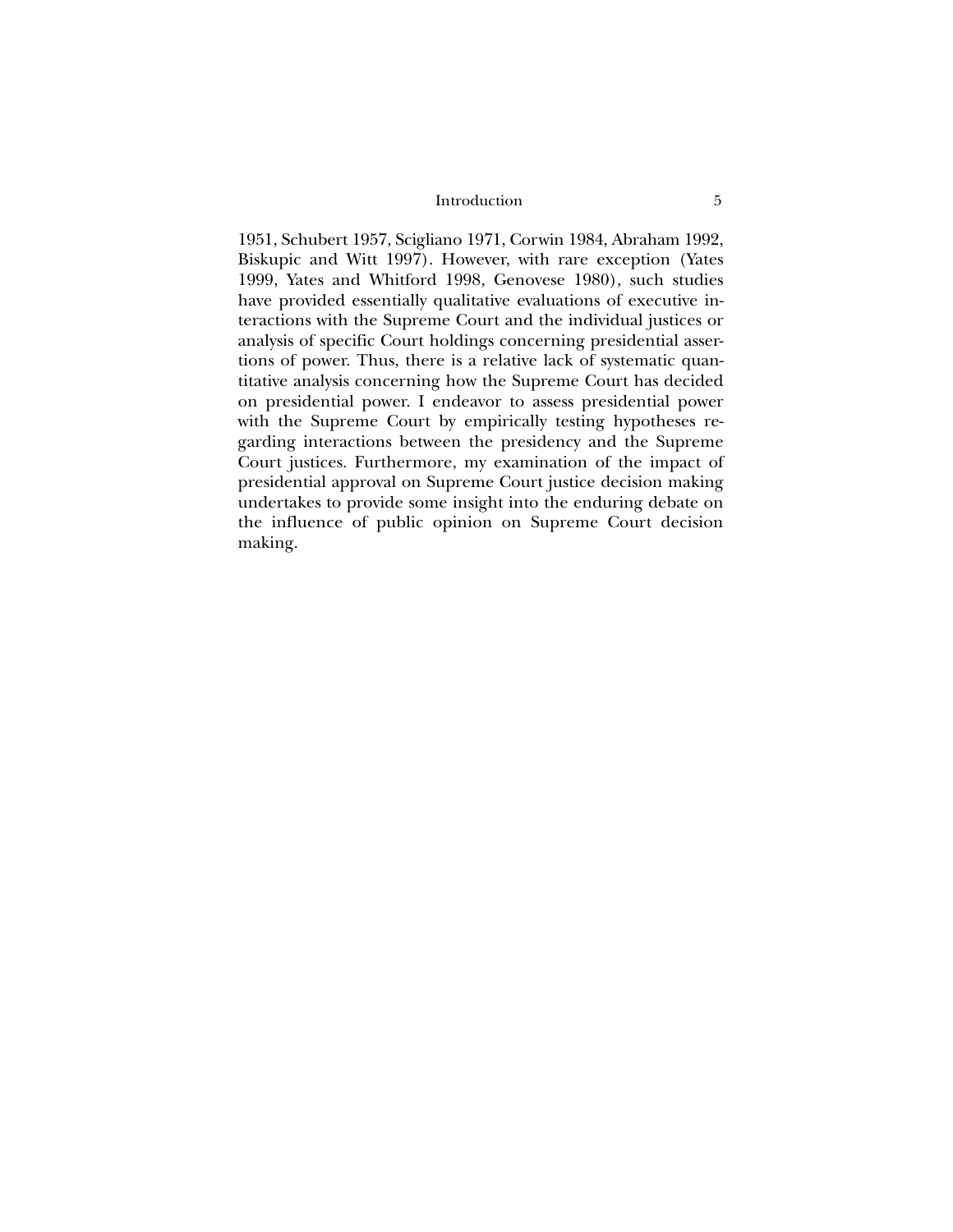1951, Schubert 1957, Scigliano 1971, Corwin 1984, Abraham 1992, Biskupic and Witt 1997). However, with rare exception (Yates 1999, Yates and Whitford 1998, Genovese 1980), such studies have provided essentially qualitative evaluations of executive interactions with the Supreme Court and the individual justices or analysis of specific Court holdings concerning presidential assertions of power. Thus, there is a relative lack of systematic quantitative analysis concerning how the Supreme Court has decided on presidential power. I endeavor to assess presidential power with the Supreme Court by empirically testing hypotheses regarding interactions between the presidency and the Supreme Court justices. Furthermore, my examination of the impact of presidential approval on Supreme Court justice decision making undertakes to provide some insight into the enduring debate on the influence of public opinion on Supreme Court decision making.